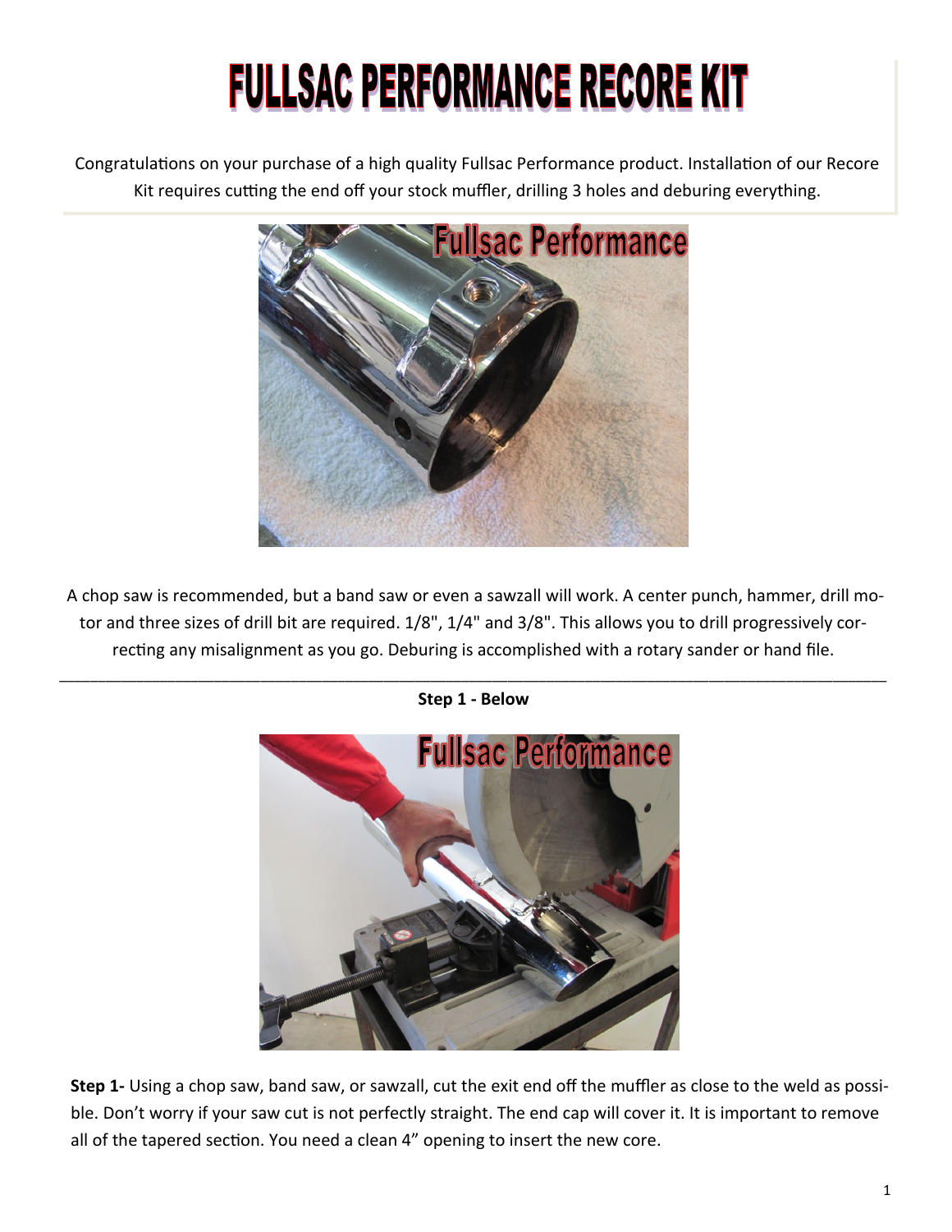# FULLSAC PERFORMANCE RECORE KIT

Congratulations on your purchase of a high quality Fullsac Performance product. Installation of our Recore Kit requires cutting the end off your stock muffler, drilling 3 holes and deburing everything.

A chop saw is recommended, but a band saw or even a sawzall will work. A center punch, hammer, drill motor and three sizes of drill bit are required. 1/8", 1/4" and 3/8". This allows you to drill progressively correcting any misalignment as you go. Deburing is accomplished with a rotary sander or hand file.

---

**Step 1 - Below**

**Step 1-** Using a chop saw, band saw, or sawzall, cut the exit end off the muffler as close to the weld as possible. Don't worry if your saw cut is not perfectly straight. The end cap will cover it. It is important to remove all of the tapered section. You need a clean 4" opening to insert the new core.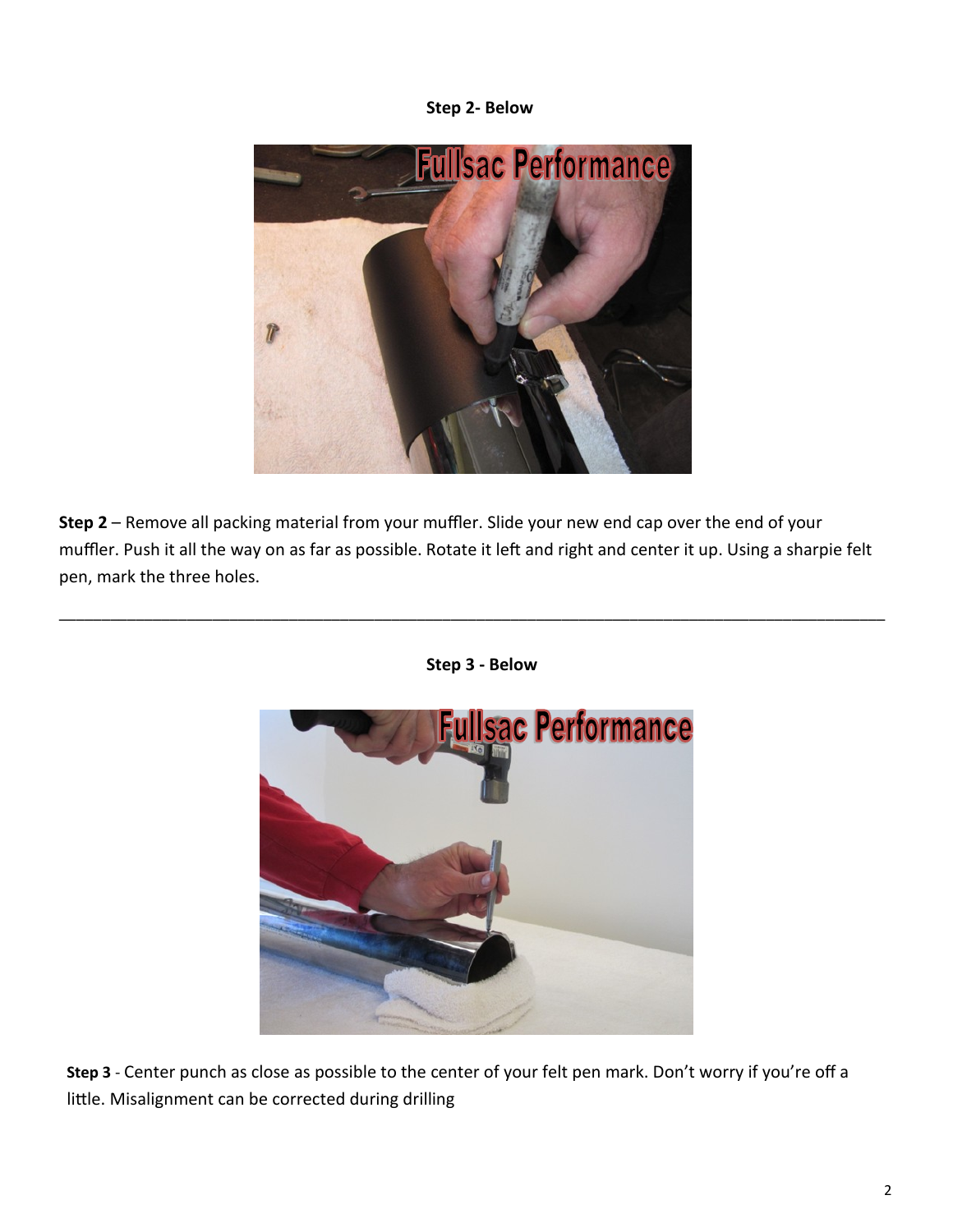**Step 2- Below**

**Step 2** – Remove all packing material from your muffler. Slide your new end cap over the end of your muffler. Push it all the way on as far as possible. Rotate it left and right and center it up. Using a sharpie felt pen, mark the three holes.

---

**Step 3 - Below**

**Step 3** - Center punch as close as possible to the center of your felt pen mark. Don't worry if you're off a little. Misalignment can be corrected during drilling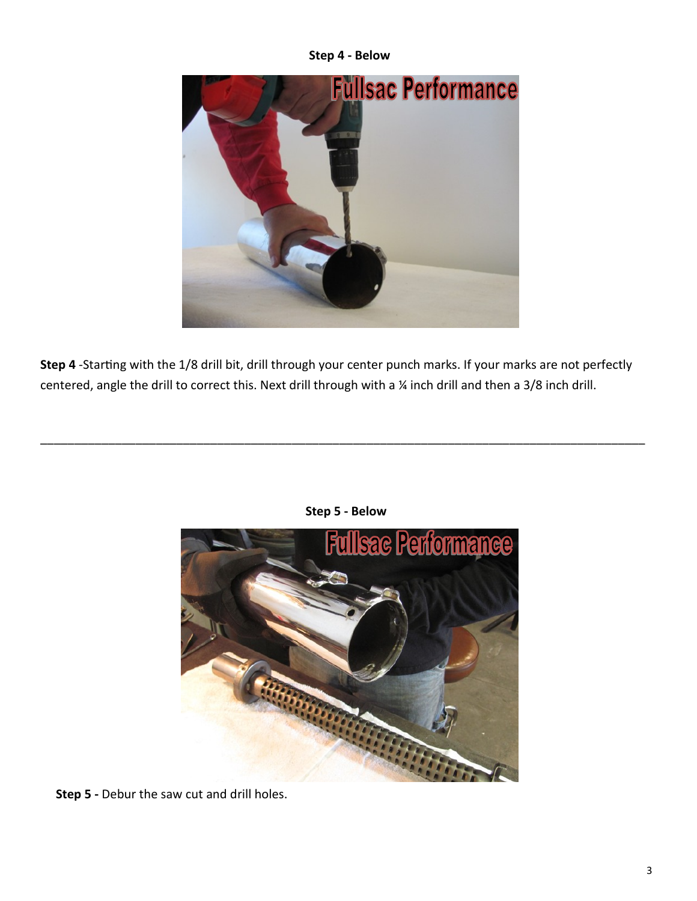**Step 4 - Below**

**Step 4** -Starting with the 1/8 drill bit, drill through your center punch marks. If your marks are not perfectly centered, angle the drill to correct this. Next drill through with a ¼ inch drill and then a 3/8 inch drill.

---

**Step 5 - Below**

**Step 5 -** Debur the saw cut and drill holes.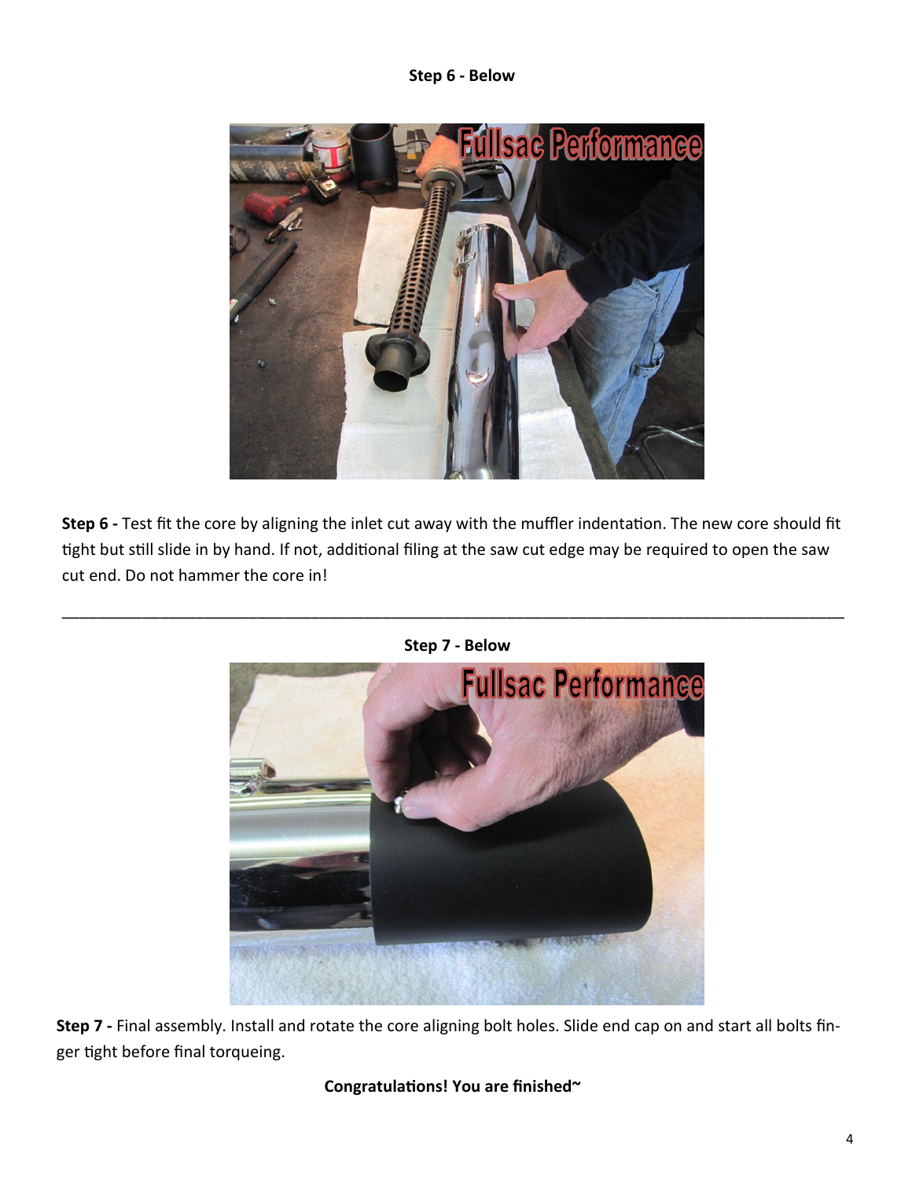**Step 6 - Below**

**Step 6 -** Test fit the core by aligning the inlet cut away with the muffler indentation. The new core should fit tight but still slide in by hand. If not, additional filing at the saw cut edge may be required to open the saw cut end. Do not hammer the core in!

---

**Step 7 - Below**

**Step 7 -** Final assembly. Install and rotate the core aligning bolt holes. Slide end cap on and start all bolts finger tight before final torqueing.

**Congratulations! You are finished~**